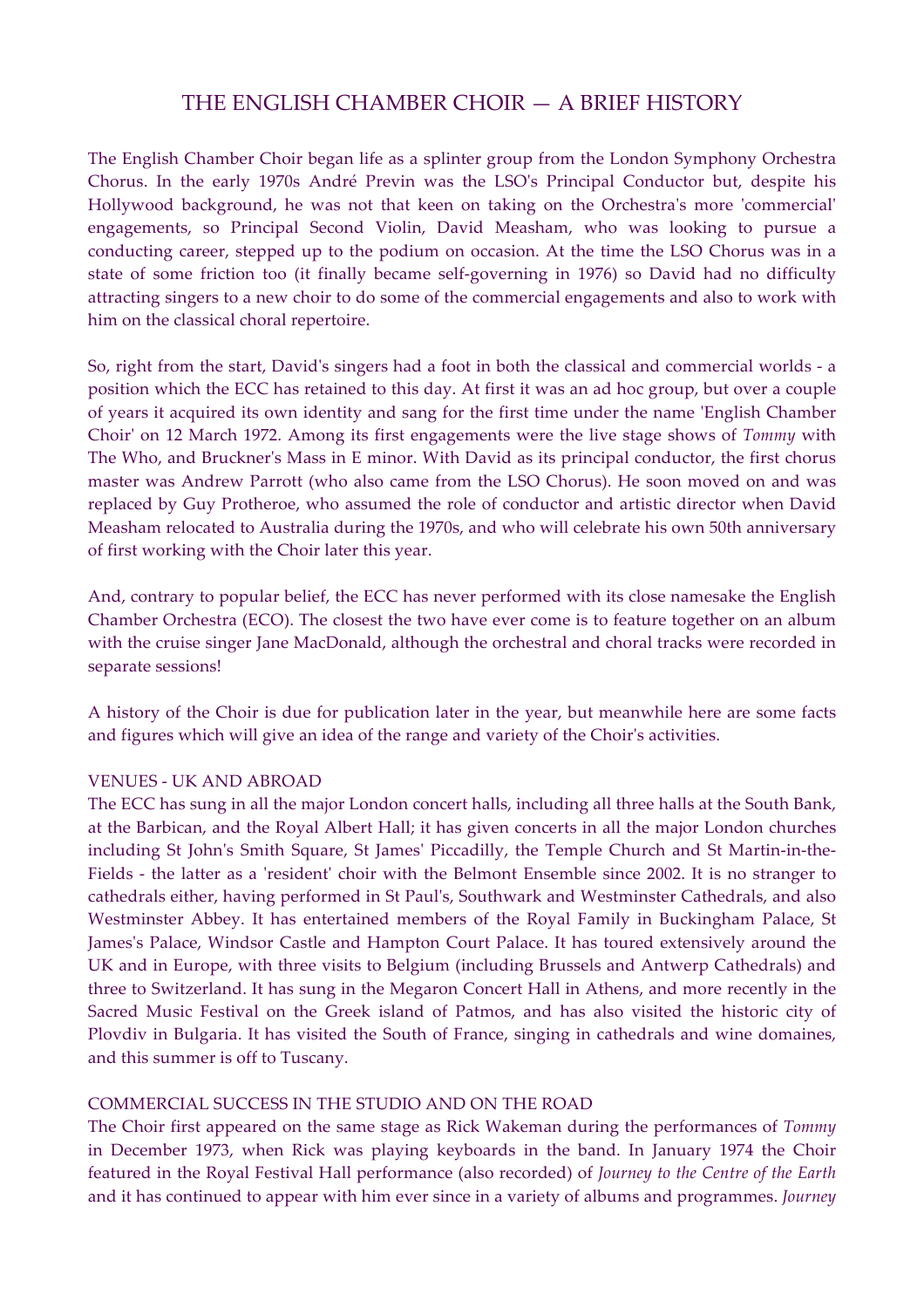# THE ENGLISH CHAMBER CHOIR — A BRIEF HISTORY

The English Chamber Choir began life as a splinter group from the London Symphony Orchestra Chorus. In the early 1970s André Previn was the LSO's Principal Conductor but, despite his Hollywood background, he was not that keen on taking on the Orchestra's more 'commercial' engagements, so Principal Second Violin, David Measham, who was looking to pursue a conducting career, stepped up to the podium on occasion. At the time the LSO Chorus was in a state of some friction too (it finally became self-governing in 1976) so David had no difficulty attracting singers to a new choir to do some of the commercial engagements and also to work with him on the classical choral repertoire.

So, right from the start, David's singers had a foot in both the classical and commercial worlds - a position which the ECC has retained to this day. At first it was an ad hoc group, but over a couple of years it acquired its own identity and sang for the first time under the name 'English Chamber Choir' on 12 March 1972. Among its first engagements were the live stage shows of *Tommy* with The Who, and Bruckner's Mass in E minor. With David as its principal conductor, the first chorus master was Andrew Parrott (who also came from the LSO Chorus). He soon moved on and was replaced by Guy Protheroe, who assumed the role of conductor and artistic director when David Measham relocated to Australia during the 1970s, and who will celebrate his own 50th anniversary of first working with the Choir later this year.

And, contrary to popular belief, the ECC has never performed with its close namesake the English Chamber Orchestra (ECO). The closest the two have ever come is to feature together on an album with the cruise singer Jane MacDonald, although the orchestral and choral tracks were recorded in separate sessions!

A history of the Choir is due for publication later in the year, but meanwhile here are some facts and figures which will give an idea of the range and variety of the Choir's activities.

## VENUES - UK AND ABROAD

The ECC has sung in all the major London concert halls, including all three halls at the South Bank, at the Barbican, and the Royal Albert Hall; it has given concerts in all the major London churches including St John's Smith Square, St James' Piccadilly, the Temple Church and St Martin-in-the-Fields - the latter as a 'resident' choir with the Belmont Ensemble since 2002. It is no stranger to cathedrals either, having performed in St Paul's, Southwark and Westminster Cathedrals, and also Westminster Abbey. It has entertained members of the Royal Family in Buckingham Palace, St James's Palace, Windsor Castle and Hampton Court Palace. It has toured extensively around the UK and in Europe, with three visits to Belgium (including Brussels and Antwerp Cathedrals) and three to Switzerland. It has sung in the Megaron Concert Hall in Athens, and more recently in the Sacred Music Festival on the Greek island of Patmos, and has also visited the historic city of Plovdiv in Bulgaria. It has visited the South of France, singing in cathedrals and wine domaines, and this summer is off to Tuscany.

## COMMERCIAL SUCCESS IN THE STUDIO AND ON THE ROAD

The Choir first appeared on the same stage as Rick Wakeman during the performances of *Tommy* in December 1973, when Rick was playing keyboards in the band. In January 1974 the Choir featured in the Royal Festival Hall performance (also recorded) of *Journey to the Centre of the Earth* and it has continued to appear with him ever since in a variety of albums and programmes. *Journey*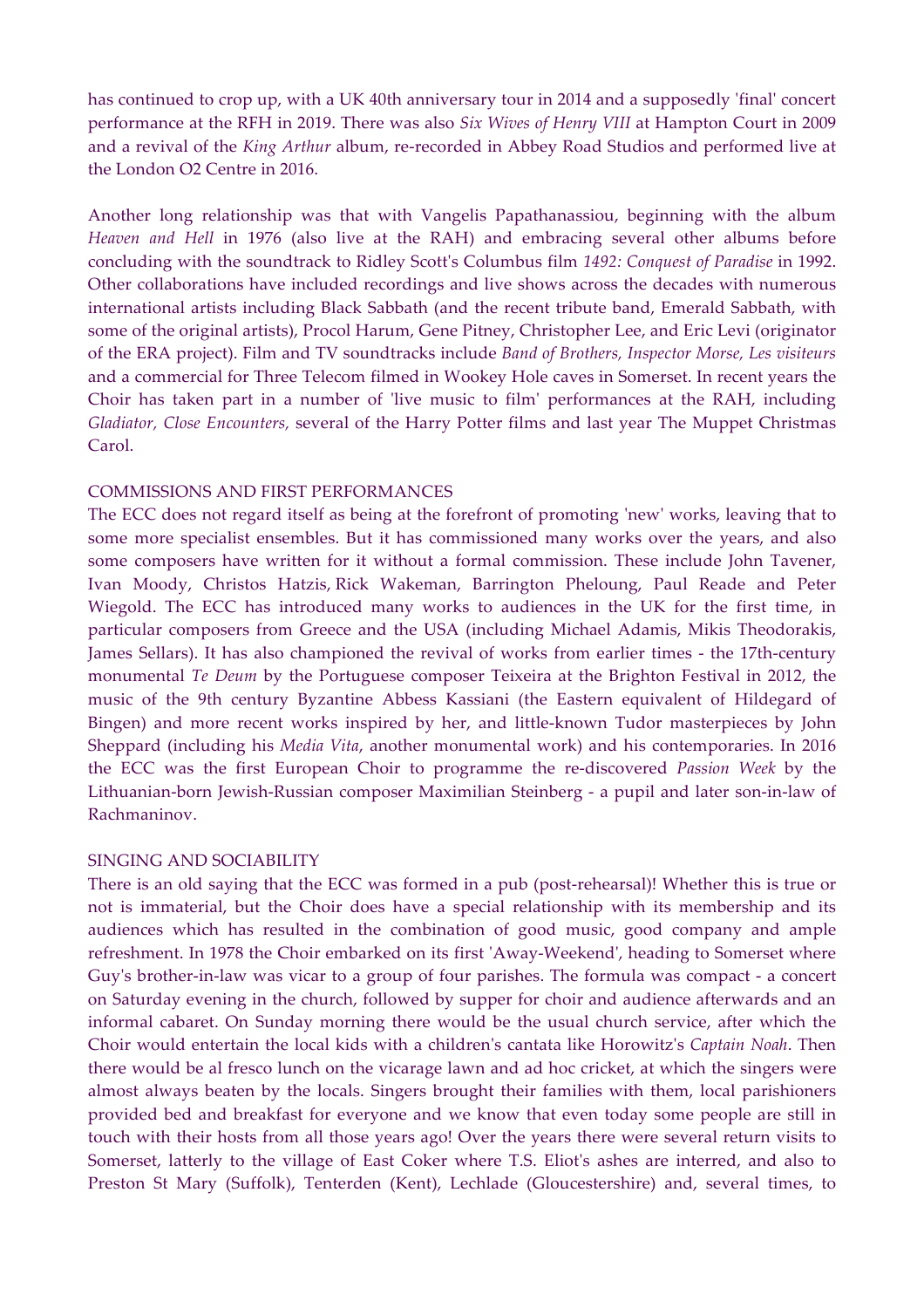has continued to crop up, with a UK 40th anniversary tour in 2014 and a supposedly 'final' concert performance at the RFH in 2019. There was also *Six Wives of Henry VIII* at Hampton Court in 2009 and a revival of the *King Arthur* album, re-recorded in Abbey Road Studios and performed live at the London O2 Centre in 2016.

Another long relationship was that with Vangelis Papathanassiou, beginning with the album *Heaven and Hell* in 1976 (also live at the RAH) and embracing several other albums before concluding with the soundtrack to Ridley Scott's Columbus film *1492: Conquest of Paradise* in 1992. Other collaborations have included recordings and live shows across the decades with numerous international artists including Black Sabbath (and the recent tribute band, Emerald Sabbath, with some of the original artists), Procol Harum, Gene Pitney, Christopher Lee, and Eric Levi (originator of the ERA project). Film and TV soundtracks include *Band of Brothers, Inspector Morse, Les visiteurs* and a commercial for Three Telecom filmed in Wookey Hole caves in Somerset. In recent years the Choir has taken part in a number of 'live music to film' performances at the RAH, including *Gladiator, Close Encounters,* several of the Harry Potter films and last year The Muppet Christmas Carol.

COMMISSIONS AND FIRST PERFORMANCES

The ECC does not regard itself as being at the forefront of promoting 'new' works, leaving that to some more specialist ensembles. But it has commissioned many works over the years, and also some composers have written for it without a formal commission. These include John Tavener, Ivan Moody, Christos Hatzis, Rick Wakeman, Barrington Pheloung, Paul Reade and Peter Wiegold. The ECC has introduced many works to audiences in the UK for the first time, in particular composers from Greece and the USA (including Michael Adamis, Mikis Theodorakis, James Sellars). It has also championed the revival of works from earlier times - the 17th-century monumental *Te Deum* by the Portuguese composer Teixeira at the Brighton Festival in 2012, the music of the 9th century Byzantine Abbess Kassiani (the Eastern equivalent of Hildegard of Bingen) and more recent works inspired by her, and little-known Tudor masterpieces by John Sheppard (including his *Media Vita*, another monumental work) and his contemporaries. In 2016 the ECC was the first European Choir to programme the re-discovered *Passion Week* by the Lithuanian-born Jewish-Russian composer Maximilian Steinberg - a pupil and later son-in-law of Rachmaninov.

SINGING AND SOCIABILITY

There is an old saying that the ECC was formed in a pub (post-rehearsal)! Whether this is true or not is immaterial, but the Choir does have a special relationship with its membership and its audiences which has resulted in the combination of good music, good company and ample refreshment. In 1978 the Choir embarked on its first 'Away-Weekend', heading to Somerset where Guy's brother-in-law was vicar to a group of four parishes. The formula was compact - a concert on Saturday evening in the church, followed by supper for choir and audience afterwards and an informal cabaret. On Sunday morning there would be the usual church service, after which the Choir would entertain the local kids with a children's cantata like Horowitz's *Captain Noah*. Then there would be al fresco lunch on the vicarage lawn and ad hoc cricket, at which the singers were almost always beaten by the locals. Singers brought their families with them, local parishioners provided bed and breakfast for everyone and we know that even today some people are still in touch with their hosts from all those years ago! Over the years there were several return visits to Somerset, latterly to the village of East Coker where T.S. Eliot's ashes are interred, and also to Preston St Mary (Suffolk), Tenterden (Kent), Lechlade (Gloucestershire) and, several times, to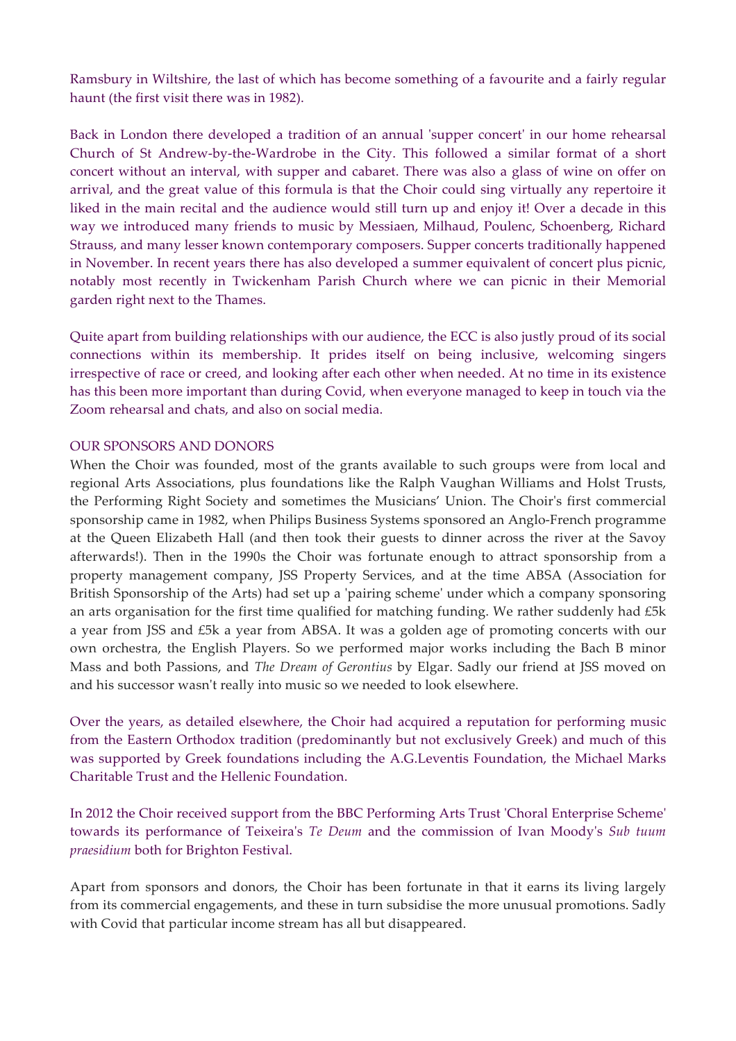Ramsbury in Wiltshire, the last of which has become something of a favourite and a fairly regular haunt (the first visit there was in 1982).

Back in London there developed a tradition of an annual 'supper concert' in our home rehearsal Church of St Andrew-by-the-Wardrobe in the City. This followed a similar format of a short concert without an interval, with supper and cabaret. There was also a glass of wine on offer on arrival, and the great value of this formula is that the Choir could sing virtually any repertoire it liked in the main recital and the audience would still turn up and enjoy it! Over a decade in this way we introduced many friends to music by Messiaen, Milhaud, Poulenc, Schoenberg, Richard Strauss, and many lesser known contemporary composers. Supper concerts traditionally happened in November. In recent years there has also developed a summer equivalent of concert plus picnic, notably most recently in Twickenham Parish Church where we can picnic in their Memorial garden right next to the Thames.

Quite apart from building relationships with our audience, the ECC is also justly proud of its social connections within its membership. It prides itself on being inclusive, welcoming singers irrespective of race or creed, and looking after each other when needed. At no time in its existence has this been more important than during Covid, when everyone managed to keep in touch via the Zoom rehearsal and chats, and also on social media.

OUR SPONSORS AND DONORS

When the Choir was founded, most of the grants available to such groups were from local and regional Arts Associations, plus foundations like the Ralph Vaughan Williams and Holst Trusts, the Performing Right Society and sometimes the Musicians' Union. The Choir's first commercial sponsorship came in 1982, when Philips Business Systems sponsored an Anglo-French programme at the Queen Elizabeth Hall (and then took their guests to dinner across the river at the Savoy afterwards!). Then in the 1990s the Choir was fortunate enough to attract sponsorship from a property management company, JSS Property Services, and at the time ABSA (Association for British Sponsorship of the Arts) had set up a 'pairing scheme' under which a company sponsoring an arts organisation for the first time qualified for matching funding. We rather suddenly had £5k a year from JSS and £5k a year from ABSA. It was a golden age of promoting concerts with our own orchestra, the English Players. So we performed major works including the Bach B minor Mass and both Passions, and *The Dream of Gerontius* by Elgar. Sadly our friend at JSS moved on and his successor wasn't really into music so we needed to look elsewhere.

Over the years, as detailed elsewhere, the Choir had acquired a reputation for performing music from the Eastern Orthodox tradition (predominantly but not exclusively Greek) and much of this was supported by Greek foundations including the A.G.Leventis Foundation, the Michael Marks Charitable Trust and the Hellenic Foundation.

In 2012 the Choir received support from the BBC Performing Arts Trust 'Choral Enterprise Scheme' towards its performance of Teixeira's *Te Deum* and the commission of Ivan Moody's *Sub tuum praesidium* both for Brighton Festival.

Apart from sponsors and donors, the Choir has been fortunate in that it earns its living largely from its commercial engagements, and these in turn subsidise the more unusual promotions. Sadly with Covid that particular income stream has all but disappeared.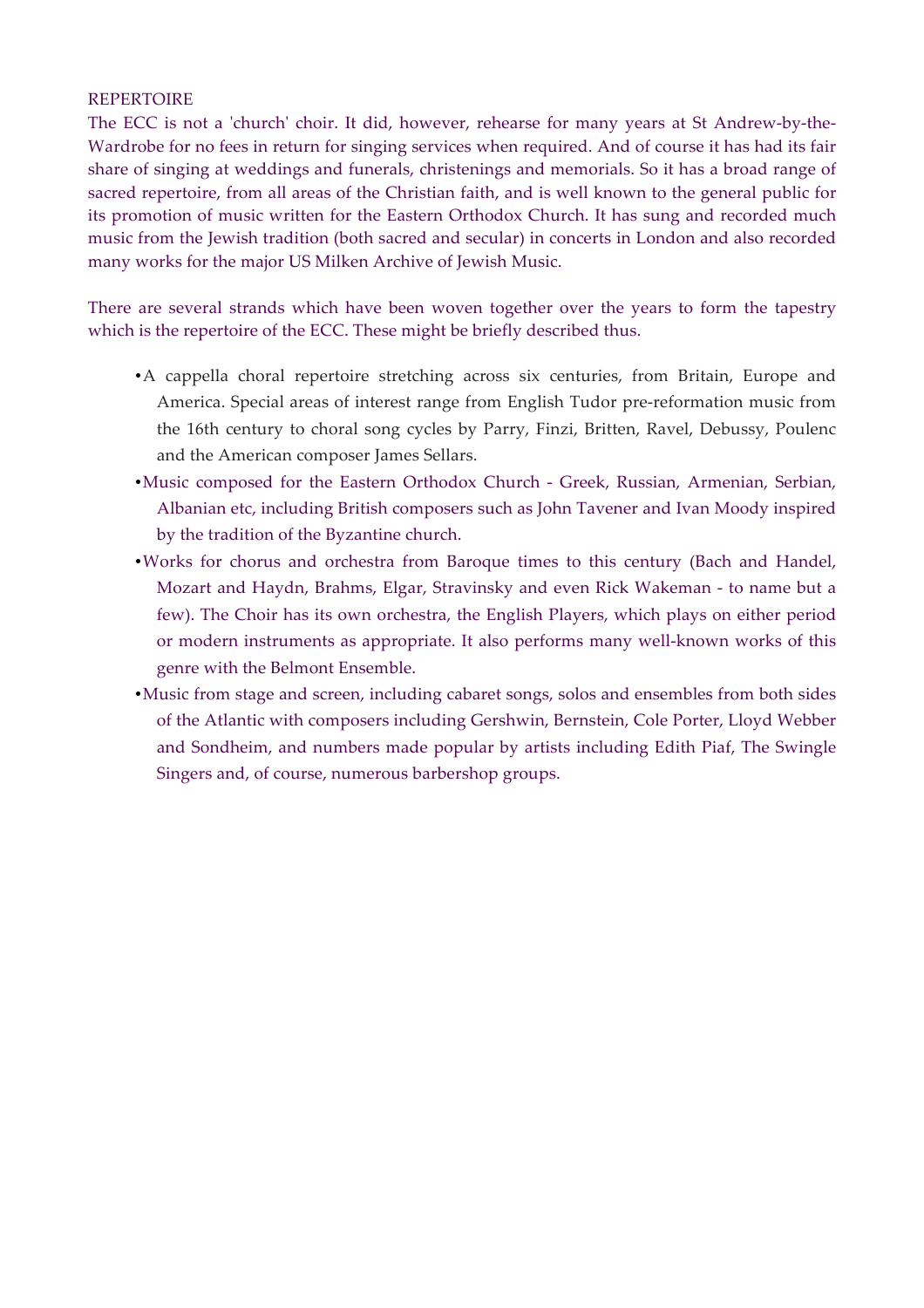## REPERTOIRE

The ECC is not a 'church' choir. It did, however, rehearse for many years at St Andrew-by-the-Wardrobe for no fees in return for singing services when required. And of course it has had its fair share of singing at weddings and funerals, christenings and memorials. So it has a broad range of sacred repertoire, from all areas of the Christian faith, and is well known to the general public for its promotion of music written for the Eastern Orthodox Church. It has sung and recorded much music from the Jewish tradition (both sacred and secular) in concerts in London and also recorded many works for the major US Milken Archive of Jewish Music.

There are several strands which have been woven together over the years to form the tapestry which is the repertoire of the ECC. These might be briefly described thus.

- A cappella choral repertoire stretching across six centuries, from Britain, Europe and America. Special areas of interest range from English Tudor pre-reformation music from the 16th century to choral song cycles by Parry, Finzi, Britten, Ravel, Debussy, Poulenc and the American composer James Sellars.
- Music composed for the Eastern Orthodox Church - Greek, Russian, Armenian, Serbian, Albanian etc, including British composers such as John Tavener and Ivan Moody inspired by the tradition of the Byzantine church.
- Works for chorus and orchestra from Baroque times to this century (Bach and Handel, Mozart and Haydn, Brahms, Elgar, Stravinsky and even Rick Wakeman - to name but a few). The Choir has its own orchestra, the English Players, which plays on either period or modern instruments as appropriate. It also performs many well-known works of this genre with the Belmont Ensemble.
- Music from stage and screen, including cabaret songs, solos and ensembles from both sides of the Atlantic with composers including Gershwin, Bernstein, Cole Porter, Lloyd Webber and Sondheim, and numbers made popular by artists including Edith Piaf, The Swingle Singers and, of course, numerous barbershop groups.